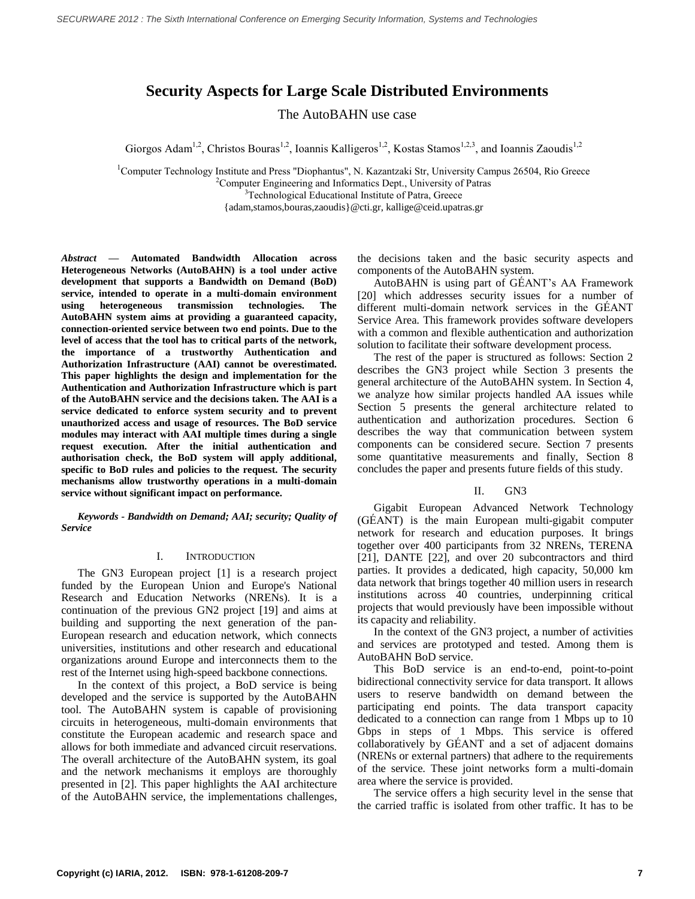# Security Aspects for Large Scale Distributed Environments

The AutoBAHN use case

Giorgos Adam[1,2], Christos Bouras[1,2], Ioannis Kalligeros[1,2], Kostas Stamos[1,2,3], and Ioannis Zaoudis[1,2]

[1]Computer Technology Institute and Press "Diophantus", N. Kazantzaki Str, University Campus 26504, Rio Greece
[2]Computer Engineering and Informatics Dept., University of Patras
[3]Technological Educational Institute of Patra, Greece
{adam,stamos,bouras,zaoudis}@cti.gr, kallige@ceid.upatras.gr

***Abstract* — Automated Bandwidth Allocation across Heterogeneous Networks (AutoBAHN) is a tool under active development that supports a Bandwidth on Demand (BoD) service, intended to operate in a multi-domain environment using heterogeneous transmission technologies. The AutoBAHN system aims at providing a guaranteed capacity, connection-oriented service between two end points. Due to the level of access that the tool has to critical parts of the network, the importance of a trustworthy Authentication and Authorization Infrastructure (AAI) cannot be overestimated. This paper highlights the design and implementation for the Authentication and Authorization Infrastructure which is part of the AutoBAHN service and the decisions taken. The AAI is a service dedicated to enforce system security and to prevent unauthorized access and usage of resources. The BoD service modules may interact with AAI multiple times during a single request execution. After the initial authentication and authorisation check, the BoD system will apply additional, specific to BoD rules and policies to the request. The security mechanisms allow trustworthy operations in a multi-domain service without significant impact on performance.**

***Keywords - Bandwidth on Demand; AAI; security; Quality of Service***

## I. Introduction

The GN3 European project [1] is a research project funded by the European Union and Europe's National Research and Education Networks (NRENs). It is a continuation of the previous GN2 project [19] and aims at building and supporting the next generation of the pan-European research and education network, which connects universities, institutions and other research and educational organizations around Europe and interconnects them to the rest of the Internet using high-speed backbone connections.

In the context of this project, a BoD service is being developed and the service is supported by the AutoBAHN tool. The AutoBAHN system is capable of provisioning circuits in heterogeneous, multi-domain environments that constitute the European academic and research space and allows for both immediate and advanced circuit reservations. The overall architecture of the AutoBAHN system, its goal and the network mechanisms it employs are thoroughly presented in [2]. This paper highlights the AAI architecture of the AutoBAHN service, the implementations challenges, the decisions taken and the basic security aspects and components of the AutoBAHN system.

AutoBAHN is using part of GÉANT's AA Framework [20] which addresses security issues for a number of different multi-domain network services in the GÉANT Service Area. This framework provides software developers with a common and flexible authentication and authorization solution to facilitate their software development process.

The rest of the paper is structured as follows: Section 2 describes the GN3 project while Section 3 presents the general architecture of the AutoBAHN system. In Section 4, we analyze how similar projects handled AA issues while Section 5 presents the general architecture related to authentication and authorization procedures. Section 6 describes the way that communication between system components can be considered secure. Section 7 presents some quantitative measurements and finally, Section 8 concludes the paper and presents future fields of this study.

## II. GN3

Gigabit European Advanced Network Technology (GÉANT) is the main European multi-gigabit computer network for research and education purposes. It brings together over 400 participants from 32 NRENs, TERENA [21], DANTE [22], and over 20 subcontractors and third parties. It provides a dedicated, high capacity, 50,000 km data network that brings together 40 million users in research institutions across 40 countries, underpinning critical projects that would previously have been impossible without its capacity and reliability.

In the context of the GN3 project, a number of activities and services are prototyped and tested. Among them is AutoBAHN BoD service.

This BoD service is an end-to-end, point-to-point bidirectional connectivity service for data transport. It allows users to reserve bandwidth on demand between the participating end points. The data transport capacity dedicated to a connection can range from 1 Mbps up to 10 Gbps in steps of 1 Mbps. This service is offered collaboratively by GÉANT and a set of adjacent domains (NRENs or external partners) that adhere to the requirements of the service. These joint networks form a multi-domain area where the service is provided.

The service offers a high security level in the sense that the carried traffic is isolated from other traffic. It has to be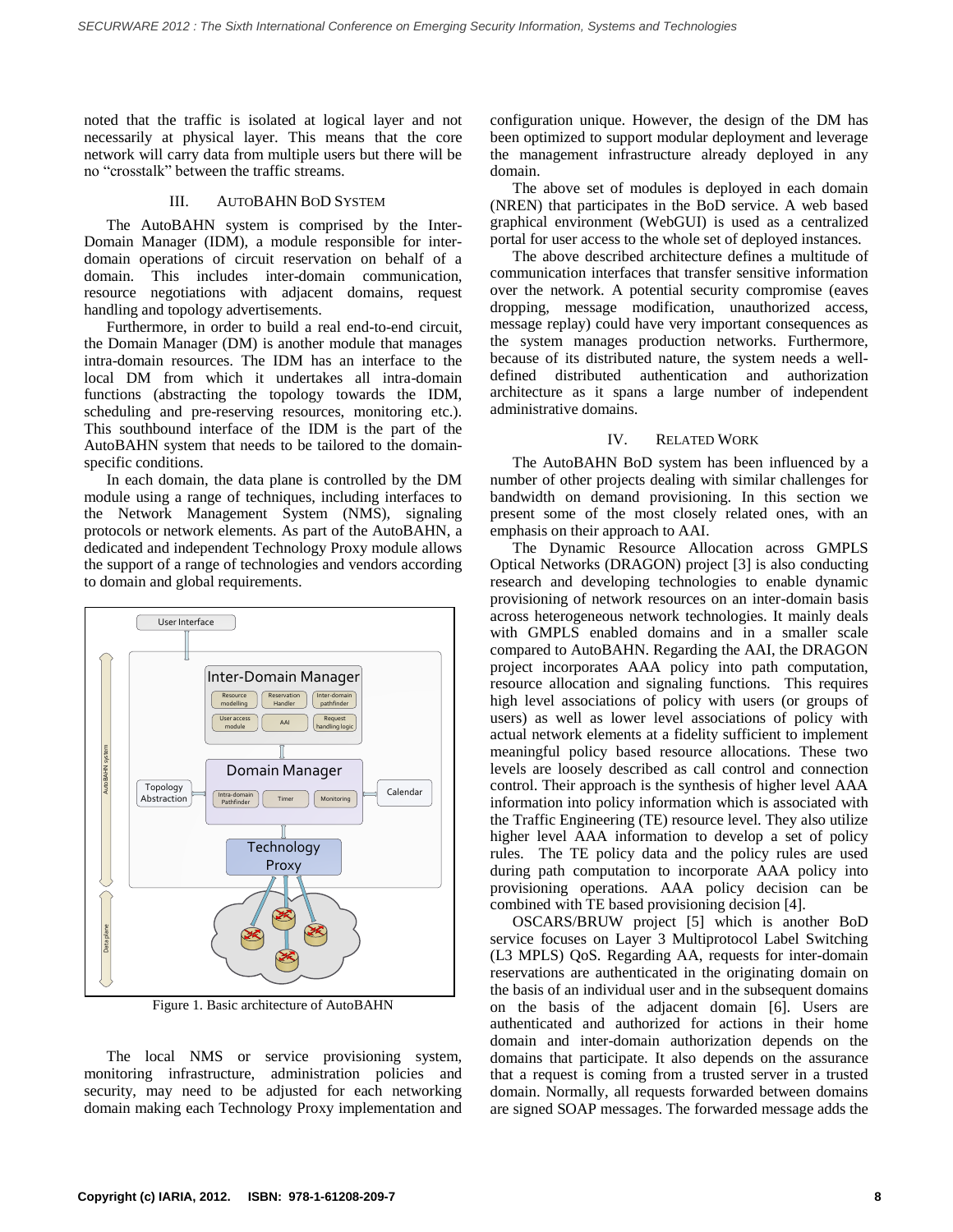noted that the traffic is isolated at logical layer and not necessarily at physical layer. This means that the core network will carry data from multiple users but there will be no "crosstalk" between the traffic streams.

## III. AutoBAHN BoD System

The AutoBAHN system is comprised by the Inter-Domain Manager (IDM), a module responsible for inter-domain operations of circuit reservation on behalf of a domain. This includes inter-domain communication, resource negotiations with adjacent domains, request handling and topology advertisements.

Furthermore, in order to build a real end-to-end circuit, the Domain Manager (DM) is another module that manages intra-domain resources. The IDM has an interface to the local DM from which it undertakes all intra-domain functions (abstracting the topology towards the IDM, scheduling and pre-reserving resources, monitoring etc.). This southbound interface of the IDM is the part of the AutoBAHN system that needs to be tailored to the domain-specific conditions.

In each domain, the data plane is controlled by the DM module using a range of techniques, including interfaces to the Network Management System (NMS), signaling protocols or network elements. As part of the AutoBAHN, a dedicated and independent Technology Proxy module allows the support of a range of technologies and vendors according to domain and global requirements.

Figure 1. Basic architecture of AutoBAHN

The local NMS or service provisioning system, monitoring infrastructure, administration policies and security, may need to be adjusted for each networking domain making each Technology Proxy implementation and configuration unique. However, the design of the DM has been optimized to support modular deployment and leverage the management infrastructure already deployed in any domain.

The above set of modules is deployed in each domain (NREN) that participates in the BoD service. A web based graphical environment (WebGUI) is used as a centralized portal for user access to the whole set of deployed instances.

The above described architecture defines a multitude of communication interfaces that transfer sensitive information over the network. A potential security compromise (eaves dropping, message modification, unauthorized access, message replay) could have very important consequences as the system manages production networks. Furthermore, because of its distributed nature, the system needs a well-defined distributed authentication and authorization architecture as it spans a large number of independent administrative domains.

## IV. Related Work

The AutoBAHN BoD system has been influenced by a number of other projects dealing with similar challenges for bandwidth on demand provisioning. In this section we present some of the most closely related ones, with an emphasis on their approach to AAI.

The Dynamic Resource Allocation across GMPLS Optical Networks (DRAGON) project [3] is also conducting research and developing technologies to enable dynamic provisioning of network resources on an inter-domain basis across heterogeneous network technologies. It mainly deals with GMPLS enabled domains and in a smaller scale compared to AutoBAHN. Regarding the AAI, the DRAGON project incorporates AAA policy into path computation, resource allocation and signaling functions. This requires high level associations of policy with users (or groups of users) as well as lower level associations of policy with actual network elements at a fidelity sufficient to implement meaningful policy based resource allocations. These two levels are loosely described as call control and connection control. Their approach is the synthesis of higher level AAA information into policy information which is associated with the Traffic Engineering (TE) resource level. They also utilize higher level AAA information to develop a set of policy rules. The TE policy data and the policy rules are used during path computation to incorporate AAA policy into provisioning operations. AAA policy decision can be combined with TE based provisioning decision [4].

OSCARS/BRUW project [5] which is another BoD service focuses on Layer 3 Multiprotocol Label Switching (L3 MPLS) QoS. Regarding AA, requests for inter-domain reservations are authenticated in the originating domain on the basis of an individual user and in the subsequent domains on the basis of the adjacent domain [6]. Users are authenticated and authorized for actions in their home domain and inter-domain authorization depends on the domains that participate. It also depends on the assurance that a request is coming from a trusted server in a trusted domain. Normally, all requests forwarded between domains are signed SOAP messages. The forwarded message adds the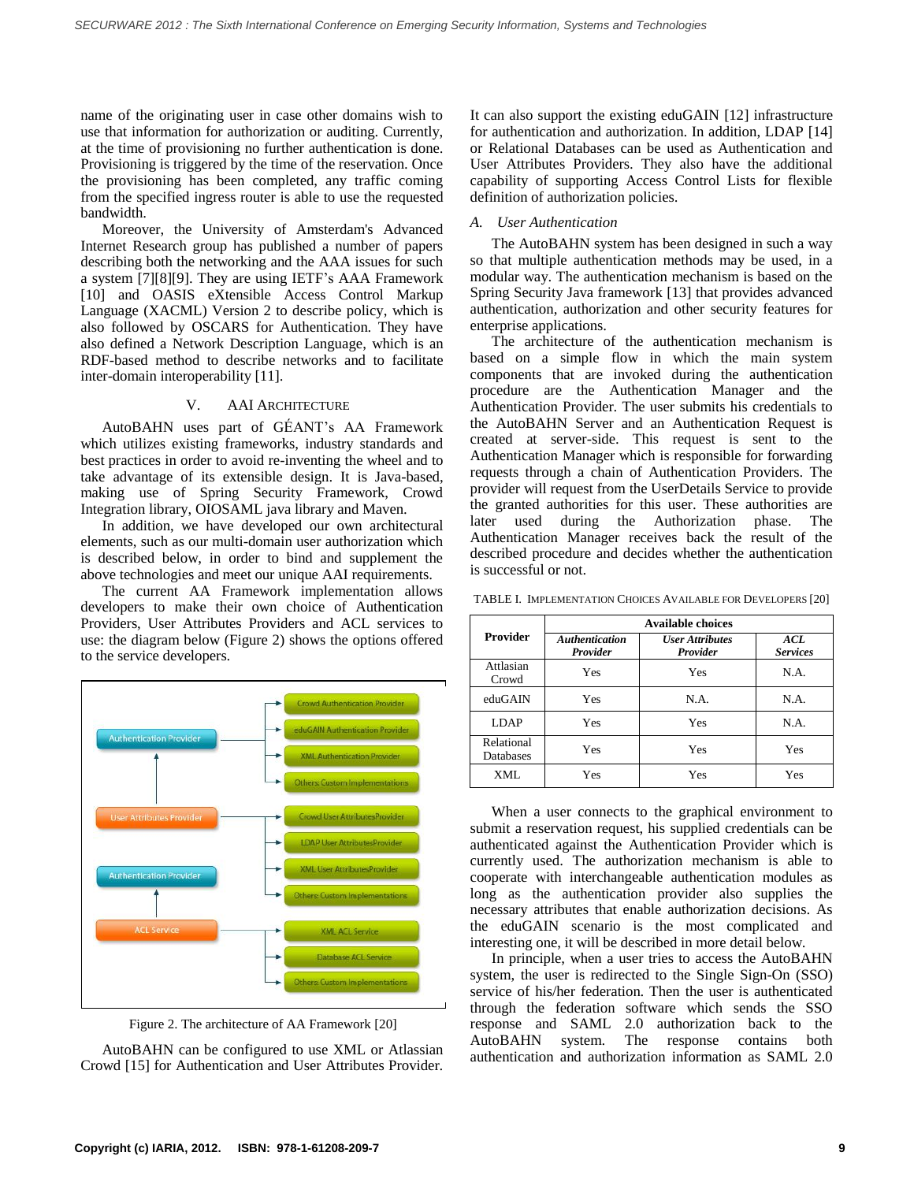name of the originating user in case other domains wish to use that information for authorization or auditing. Currently, at the time of provisioning no further authentication is done. Provisioning is triggered by the time of the reservation. Once the provisioning has been completed, any traffic coming from the specified ingress router is able to use the requested bandwidth.

Moreover, the University of Amsterdam's Advanced Internet Research group has published a number of papers describing both the networking and the AAA issues for such a system [7][8][9]. They are using IETF's AAA Framework [10] and OASIS eXtensible Access Control Markup Language (XACML) Version 2 to describe policy, which is also followed by OSCARS for Authentication. They have also defined a Network Description Language, which is an RDF-based method to describe networks and to facilitate inter-domain interoperability [11].

## V. AAI ARCHITECTURE

AutoBAHN uses part of GÉANT's AA Framework which utilizes existing frameworks, industry standards and best practices in order to avoid re-inventing the wheel and to take advantage of its extensible design. It is Java-based, making use of Spring Security Framework, Crowd Integration library, OIOSAML java library and Maven.

In addition, we have developed our own architectural elements, such as our multi-domain user authorization which is described below, in order to bind and supplement the above technologies and meet our unique AAI requirements.

The current AA Framework implementation allows developers to make their own choice of Authentication Providers, User Attributes Providers and ACL services to use: the diagram below (Figure 2) shows the options offered to the service developers.

Figure 2. The architecture of AA Framework [20]

AutoBAHN can be configured to use XML or Atlassian Crowd [15] for Authentication and User Attributes Provider. It can also support the existing eduGAIN [12] infrastructure for authentication and authorization. In addition, LDAP [14] or Relational Databases can be used as Authentication and User Attributes Providers. They also have the additional capability of supporting Access Control Lists for flexible definition of authorization policies.

### A. User Authentication

The AutoBAHN system has been designed in such a way so that multiple authentication methods may be used, in a modular way. The authentication mechanism is based on the Spring Security Java framework [13] that provides advanced authentication, authorization and other security features for enterprise applications.

The architecture of the authentication mechanism is based on a simple flow in which the main system components that are invoked during the authentication procedure are the Authentication Manager and the Authentication Provider. The user submits his credentials to the AutoBAHN Server and an Authentication Request is created at server-side. This request is sent to the Authentication Manager which is responsible for forwarding requests through a chain of Authentication Providers. The provider will request from the UserDetails Service to provide the granted authorities for this user. These authorities are later used during the Authorization phase. The Authentication Manager receives back the result of the described procedure and decides whether the authentication is successful or not.

TABLE I. IMPLEMENTATION CHOICES AVAILABLE FOR DEVELOPERS [20]

| Provider | Available choices | | |
|---|---|---|---|
| | ***Authentication Provider*** | ***User Attributes Provider*** | ***ACL Services*** |
| Attlasian Crowd | Yes | Yes | N.A. |
| eduGAIN | Yes | N.A. | N.A. |
| LDAP | Yes | Yes | N.A. |
| Relational Databases | Yes | Yes | Yes |
| XML | Yes | Yes | Yes |

When a user connects to the graphical environment to submit a reservation request, his supplied credentials can be authenticated against the Authentication Provider which is currently used. The authorization mechanism is able to cooperate with interchangeable authentication modules as long as the authentication provider also supplies the necessary attributes that enable authorization decisions. As the eduGAIN scenario is the most complicated and interesting one, it will be described in more detail below.

In principle, when a user tries to access the AutoBAHN system, the user is redirected to the Single Sign-On (SSO) service of his/her federation. Then the user is authenticated through the federation software which sends the SSO response and SAML 2.0 authorization back to the AutoBAHN system. The response contains both authentication and authorization information as SAML 2.0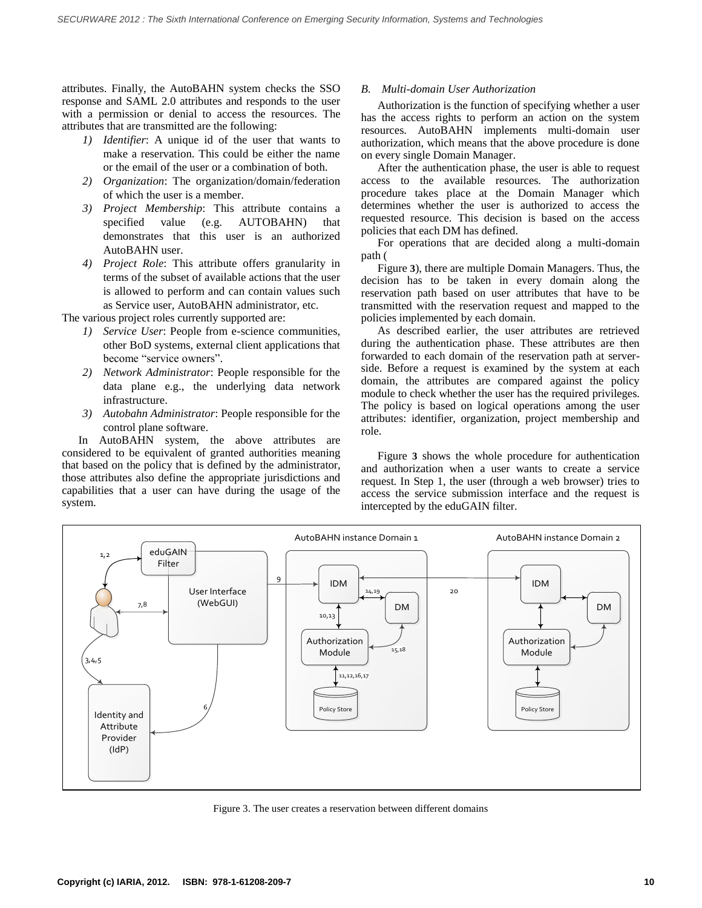attributes. Finally, the AutoBAHN system checks the SSO response and SAML 2.0 attributes and responds to the user with a permission or denial to access the resources. The attributes that are transmitted are the following:

1) *Identifier*: A unique id of the user that wants to make a reservation. This could be either the name or the email of the user or a combination of both.
2) *Organization*: The organization/domain/federation of which the user is a member.
3) *Project Membership*: This attribute contains a specified value (e.g. AUTOBAHN) that demonstrates that this user is an authorized AutoBAHN user.
4) *Project Role*: This attribute offers granularity in terms of the subset of available actions that the user is allowed to perform and can contain values such as Service user, AutoBAHN administrator, etc.

The various project roles currently supported are:

1) *Service User*: People from e-science communities, other BoD systems, external client applications that become "service owners".
2) *Network Administrator*: People responsible for the data plane e.g., the underlying data network infrastructure.
3) *Autobahn Administrator*: People responsible for the control plane software.

In AutoBAHN system, the above attributes are considered to be equivalent of granted authorities meaning that based on the policy that is defined by the administrator, those attributes also define the appropriate jurisdictions and capabilities that a user can have during the usage of the system.

### B. *Multi-domain User Authorization*

Authorization is the function of specifying whether a user has the access rights to perform an action on the system resources. AutoBAHN implements multi-domain user authorization, which means that the above procedure is done on every single Domain Manager.

After the authentication phase, the user is able to request access to the available resources. The authorization procedure takes place at the Domain Manager which determines whether the user is authorized to access the requested resource. This decision is based on the access policies that each DM has defined.

For operations that are decided along a multi-domain path (

Figure **3**), there are multiple Domain Managers. Thus, the decision has to be taken in every domain along the reservation path based on user attributes that have to be transmitted with the reservation request and mapped to the policies implemented by each domain.

As described earlier, the user attributes are retrieved during the authentication phase. These attributes are then forwarded to each domain of the reservation path at server-side. Before a request is examined by the system at each domain, the attributes are compared against the policy module to check whether the user has the required privileges. The policy is based on logical operations among the user attributes: identifier, organization, project membership and role.

Figure **3** shows the whole procedure for authentication and authorization when a user wants to create a service request. In Step 1, the user (through a web browser) tries to access the service submission interface and the request is intercepted by the eduGAIN filter.

Figure 3. The user creates a reservation between different domains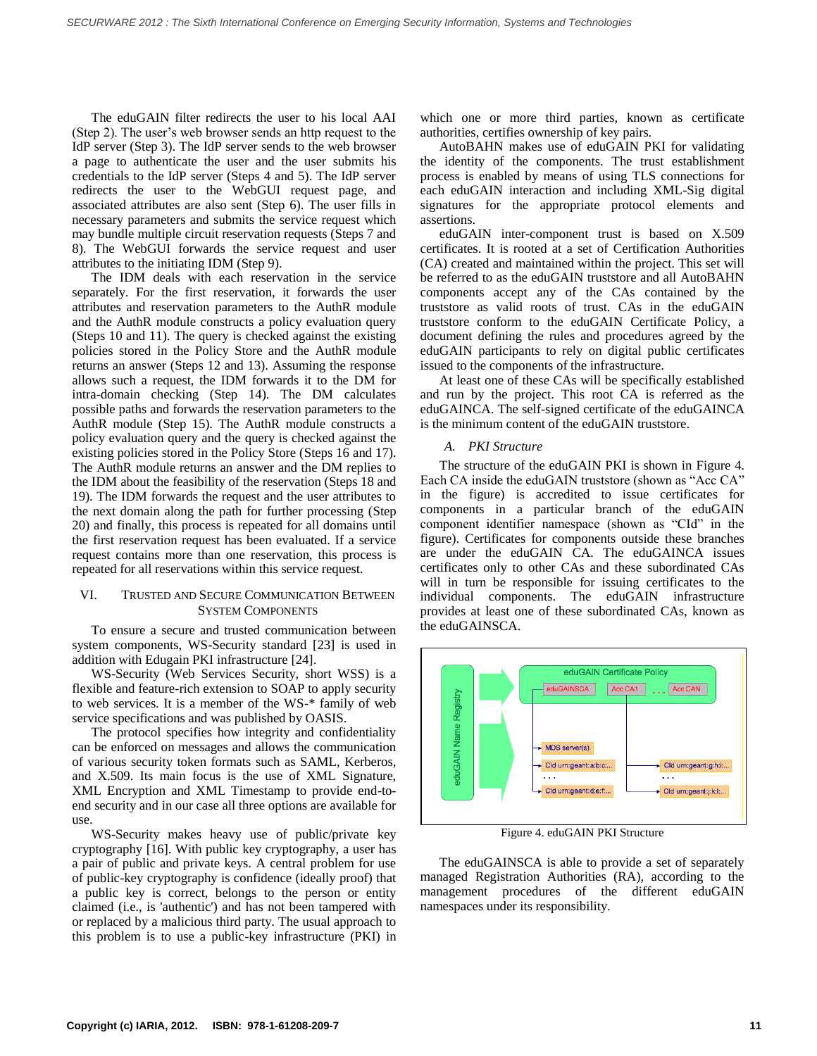The eduGAIN filter redirects the user to his local AAI (Step 2). The user's web browser sends an http request to the IdP server (Step 3). The IdP server sends to the web browser a page to authenticate the user and the user submits his credentials to the IdP server (Steps 4 and 5). The IdP server redirects the user to the WebGUI request page, and associated attributes are also sent (Step 6). The user fills in necessary parameters and submits the service request which may bundle multiple circuit reservation requests (Steps 7 and 8). The WebGUI forwards the service request and user attributes to the initiating IDM (Step 9).

The IDM deals with each reservation in the service separately. For the first reservation, it forwards the user attributes and reservation parameters to the AuthR module and the AuthR module constructs a policy evaluation query (Steps 10 and 11). The query is checked against the existing policies stored in the Policy Store and the AuthR module returns an answer (Steps 12 and 13). Assuming the response allows such a request, the IDM forwards it to the DM for intra-domain checking (Step 14). The DM calculates possible paths and forwards the reservation parameters to the AuthR module (Step 15). The AuthR module constructs a policy evaluation query and the query is checked against the existing policies stored in the Policy Store (Steps 16 and 17). The AuthR module returns an answer and the DM replies to the IDM about the feasibility of the reservation (Steps 18 and 19). The IDM forwards the request and the user attributes to the next domain along the path for further processing (Step 20) and finally, this process is repeated for all domains until the first reservation request has been evaluated. If a service request contains more than one reservation, this process is repeated for all reservations within this service request.

## VI. Trusted and Secure Communication Between System Components

To ensure a secure and trusted communication between system components, WS-Security standard [23] is used in addition with Edugain PKI infrastructure [24].

WS-Security (Web Services Security, short WSS) is a flexible and feature-rich extension to SOAP to apply security to web services. It is a member of the WS-* family of web service specifications and was published by OASIS.

The protocol specifies how integrity and confidentiality can be enforced on messages and allows the communication of various security token formats such as SAML, Kerberos, and X.509. Its main focus is the use of XML Signature, XML Encryption and XML Timestamp to provide end-to-end security and in our case all three options are available for use.

WS-Security makes heavy use of public/private key cryptography [16]. With public key cryptography, a user has a pair of public and private keys. A central problem for use of public-key cryptography is confidence (ideally proof) that a public key is correct, belongs to the person or entity claimed (i.e., is 'authentic') and has not been tampered with or replaced by a malicious third party. The usual approach to this problem is to use a public-key infrastructure (PKI) in which one or more third parties, known as certificate authorities, certifies ownership of key pairs.

AutoBAHN makes use of eduGAIN PKI for validating the identity of the components. The trust establishment process is enabled by means of using TLS connections for each eduGAIN interaction and including XML-Sig digital signatures for the appropriate protocol elements and assertions.

eduGAIN inter-component trust is based on X.509 certificates. It is rooted at a set of Certification Authorities (CA) created and maintained within the project. This set will be referred to as the eduGAIN truststore and all AutoBAHN components accept any of the CAs contained by the truststore as valid roots of trust. CAs in the eduGAIN truststore conform to the eduGAIN Certificate Policy, a document defining the rules and procedures agreed by the eduGAIN participants to rely on digital public certificates issued to the components of the infrastructure.

At least one of these CAs will be specifically established and run by the project. This root CA is referred as the eduGAINCA. The self-signed certificate of the eduGAINCA is the minimum content of the eduGAIN truststore.

### A. *PKI Structure*

The structure of the eduGAIN PKI is shown in Figure 4. Each CA inside the eduGAIN truststore (shown as "Acc CA" in the figure) is accredited to issue certificates for components in a particular branch of the eduGAIN component identifier namespace (shown as "CId" in the figure). Certificates for components outside these branches are under the eduGAIN CA. The eduGAINCA issues certificates only to other CAs and these subordinated CAs will in turn be responsible for issuing certificates to the individual components. The eduGAIN infrastructure provides at least one of these subordinated CAs, known as the eduGAINSCA.

Figure 4. eduGAIN PKI Structure

The eduGAINSCA is able to provide a set of separately managed Registration Authorities (RA), according to the management procedures of the different eduGAIN namespaces under its responsibility.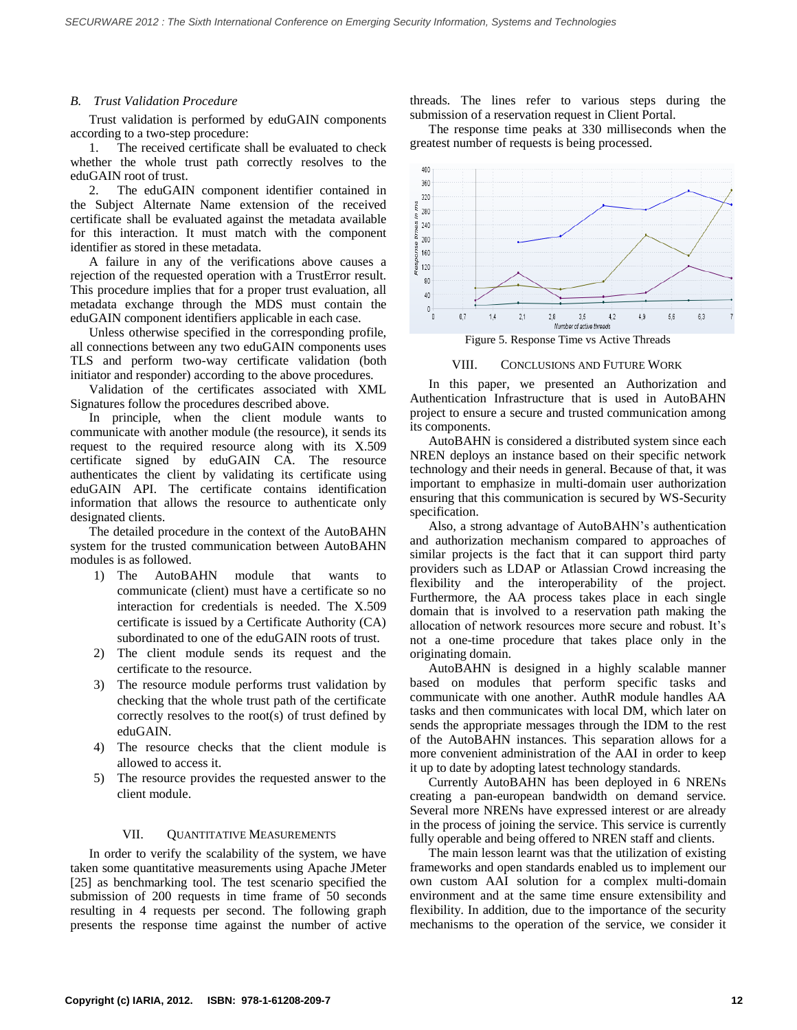### B. Trust Validation Procedure

Trust validation is performed by eduGAIN components according to a two-step procedure:

1. The received certificate shall be evaluated to check whether the whole trust path correctly resolves to the eduGAIN root of trust.
2. The eduGAIN component identifier contained in the Subject Alternate Name extension of the received certificate shall be evaluated against the metadata available for this interaction. It must match with the component identifier as stored in these metadata.

A failure in any of the verifications above causes a rejection of the requested operation with a TrustError result. This procedure implies that for a proper trust evaluation, all metadata exchange through the MDS must contain the eduGAIN component identifiers applicable in each case.

Unless otherwise specified in the corresponding profile, all connections between any two eduGAIN components uses TLS and perform two-way certificate validation (both initiator and responder) according to the above procedures.

Validation of the certificates associated with XML Signatures follow the procedures described above.

In principle, when the client module wants to communicate with another module (the resource), it sends its request to the required resource along with its X.509 certificate signed by eduGAIN CA. The resource authenticates the client by validating its certificate using eduGAIN API. The certificate contains identification information that allows the resource to authenticate only designated clients.

The detailed procedure in the context of the AutoBAHN system for the trusted communication between AutoBAHN modules is as followed.

1) The AutoBAHN module that wants to communicate (client) must have a certificate so no interaction for credentials is needed. The X.509 certificate is issued by a Certificate Authority (CA) subordinated to one of the eduGAIN roots of trust.
2) The client module sends its request and the certificate to the resource.
3) The resource module performs trust validation by checking that the whole trust path of the certificate correctly resolves to the root(s) of trust defined by eduGAIN.
4) The resource checks that the client module is allowed to access it.
5) The resource provides the requested answer to the client module.

## VII. Quantitative Measurements

In order to verify the scalability of the system, we have taken some quantitative measurements using Apache JMeter [25] as benchmarking tool. The test scenario specified the submission of 200 requests in time frame of 50 seconds resulting in 4 requests per second. The following graph presents the response time against the number of active threads. The lines refer to various steps during the submission of a reservation request in Client Portal.

The response time peaks at 330 milliseconds when the greatest number of requests is being processed.

Figure 5. Response Time vs Active Threads

## VIII. Conclusions and Future Work

In this paper, we presented an Authorization and Authentication Infrastructure that is used in AutoBAHN project to ensure a secure and trusted communication among its components.

AutoBAHN is considered a distributed system since each NREN deploys an instance based on their specific network technology and their needs in general. Because of that, it was important to emphasize in multi-domain user authorization ensuring that this communication is secured by WS-Security specification.

Also, a strong advantage of AutoBAHN's authentication and authorization mechanism compared to approaches of similar projects is the fact that it can support third party providers such as LDAP or Atlassian Crowd increasing the flexibility and the interoperability of the project. Furthermore, the AA process takes place in each single domain that is involved to a reservation path making the allocation of network resources more secure and robust. It's not a one-time procedure that takes place only in the originating domain.

AutoBAHN is designed in a highly scalable manner based on modules that perform specific tasks and communicate with one another. AuthR module handles AA tasks and then communicates with local DM, which later on sends the appropriate messages through the IDM to the rest of the AutoBAHN instances. This separation allows for a more convenient administration of the AAI in order to keep it up to date by adopting latest technology standards.

Currently AutoBAHN has been deployed in 6 NRENs creating a pan-european bandwidth on demand service. Several more NRENs have expressed interest or are already in the process of joining the service. This service is currently fully operable and being offered to NREN staff and clients.

The main lesson learnt was that the utilization of existing frameworks and open standards enabled us to implement our own custom AAI solution for a complex multi-domain environment and at the same time ensure extensibility and flexibility. In addition, due to the importance of the security mechanisms to the operation of the service, we consider it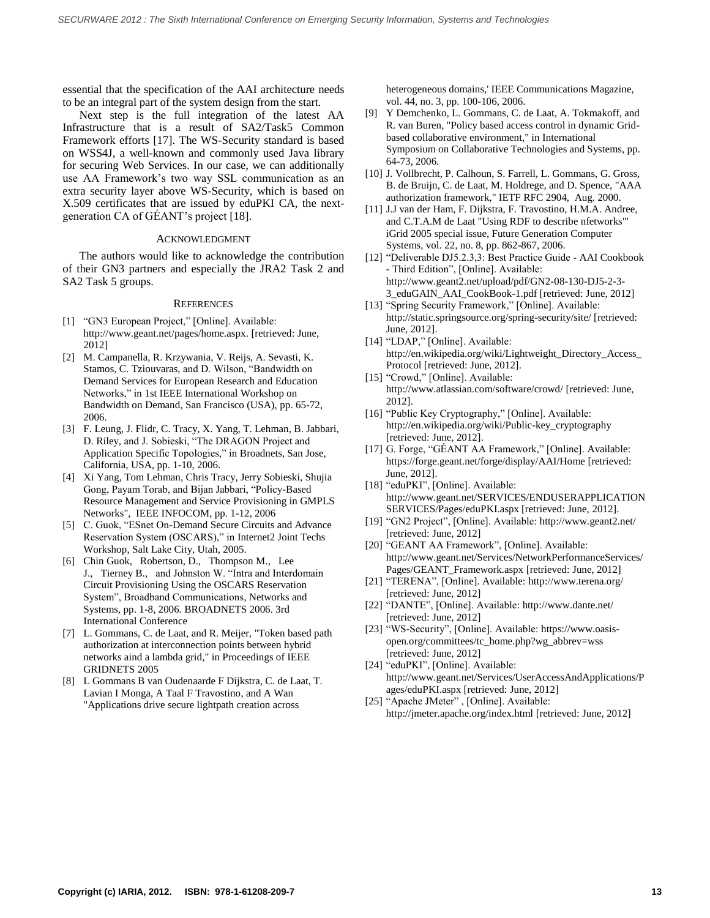essential that the specification of the AAI architecture needs to be an integral part of the system design from the start.

Next step is the full integration of the latest AA Infrastructure that is a result of SA2/Task5 Common Framework efforts [17]. The WS-Security standard is based on WSS4J, a well-known and commonly used Java library for securing Web Services. In our case, we can additionally use AA Framework's two way SSL communication as an extra security layer above WS-Security, which is based on X.509 certificates that are issued by eduPKI CA, the next-generation CA of GÉANT's project [18].

## ACKNOWLEDGMENT

The authors would like to acknowledge the contribution of their GN3 partners and especially the JRA2 Task 2 and SA2 Task 5 groups.

## REFERENCES

[1] "GN3 European Project," [Online]. Available: http://www.geant.net/pages/home.aspx. [retrieved: June, 2012]

[2] M. Campanella, R. Krzywania, V. Reijs, A. Sevasti, K. Stamos, C. Tziouvaras, and D. Wilson, "Bandwidth on Demand Services for European Research and Education Networks," in 1st IEEE International Workshop on Bandwidth on Demand, San Francisco (USA), pp. 65-72, 2006.

[3] F. Leung, J. Flidr, C. Tracy, X. Yang, T. Lehman, B. Jabbari, D. Riley, and J. Sobieski, "The DRAGON Project and Application Specific Topologies," in Broadnets, San Jose, California, USA, pp. 1-10, 2006.

[4] Xi Yang, Tom Lehman, Chris Tracy, Jerry Sobieski, Shujia Gong, Payam Torab, and Bijan Jabbari, "Policy-Based Resource Management and Service Provisioning in GMPLS Networks", IEEE INFOCOM, pp. 1-12, 2006

[5] C. Guok, "ESnet On-Demand Secure Circuits and Advance Reservation System (OSCARS)," in Internet2 Joint Techs Workshop, Salt Lake City, Utah, 2005.

[6] Chin Guok, Robertson, D., Thompson M., Lee J., Tierney B., and Johnston W. "Intra and Interdomain Circuit Provisioning Using the OSCARS Reservation System", Broadband Communications, Networks and Systems, pp. 1-8, 2006. BROADNETS 2006. 3rd International Conference

[7] L. Gommans, C. de Laat, and R. Meijer, "Token based path authorization at interconnection points between hybrid networks aind a lambda grid," in Proceedings of IEEE GRIDNETS 2005

[8] L Gommans B van Oudenaarde F Dijkstra, C. de Laat, T. Lavian I Monga, A Taal F Travostino, and A Wan "Applications drive secure lightpath creation across heterogeneous domains,' IEEE Communications Magazine, vol. 44, no. 3, pp. 100-106, 2006.

[9] Y Demchenko, L. Gommans, C. de Laat, A. Tokmakoff, and R. van Buren, "Policy based access control in dynamic Grid-based collaborative environment," in International Symposium on Collaborative Technologies and Systems, pp. 64-73, 2006.

[10] J. Vollbrecht, P. Calhoun, S. Farrell, L. Gommans, G. Gross, B. de Bruijn, C. de Laat, M. Holdrege, and D. Spence, "AAA authorization framework," IETF RFC 2904, Aug. 2000.

[11] J.J van der Ham, F. Dijkstra, F. Travostino, H.M.A. Andree, and C.T.A.M de Laat "Using RDF to describe nfetworks"' iGrid 2005 special issue, Future Generation Computer Systems, vol. 22, no. 8, pp. 862-867, 2006.

[12] "Deliverable DJ5.2.3,3: Best Practice Guide - AAI Cookbook - Third Edition", [Online]. Available: http://www.geant2.net/upload/pdf/GN2-08-130-DJ5-2-3-3_eduGAIN_AAI_CookBook-1.pdf [retrieved: June, 2012]

[13] "Spring Security Framework," [Online]. Available: http://static.springsource.org/spring-security/site/ [retrieved: June, 2012].

[14] "LDAP," [Online]. Available: http://en.wikipedia.org/wiki/Lightweight_Directory_Access_Protocol [retrieved: June, 2012].

[15] "Crowd," [Online]. Available: http://www.atlassian.com/software/crowd/ [retrieved: June, 2012].

[16] "Public Key Cryptography," [Online]. Available: http://en.wikipedia.org/wiki/Public-key_cryptography [retrieved: June, 2012].

[17] G. Forge, "GÉANT AA Framework," [Online]. Available: https://forge.geant.net/forge/display/AAI/Home [retrieved: June, 2012].

[18] "eduPKI", [Online]. Available: http://www.geant.net/SERVICES/ENDUSERAPPLICATIONSERVICES/Pages/eduPKI.aspx [retrieved: June, 2012].

[19] "GN2 Project", [Online]. Available: http://www.geant2.net/ [retrieved: June, 2012]

[20] "GEANT AA Framework", [Online]. Available: http://www.geant.net/Services/NetworkPerformanceServices/Pages/GEANT_Framework.aspx [retrieved: June, 2012]

[21] "TERENA", [Online]. Available: http://www.terena.org/ [retrieved: June, 2012]

[22] "DANTE", [Online]. Available: http://www.dante.net/ [retrieved: June, 2012]

[23] "WS-Security", [Online]. Available: https://www.oasis-open.org/committees/tc_home.php?wg_abbrev=wss [retrieved: June, 2012]

[24] "eduPKI", [Online]. Available: http://www.geant.net/Services/UserAccessAndApplications/Pages/eduPKI.aspx [retrieved: June, 2012]

[25] "Apache JMeter" , [Online]. Available: http://jmeter.apache.org/index.html [retrieved: June, 2012]